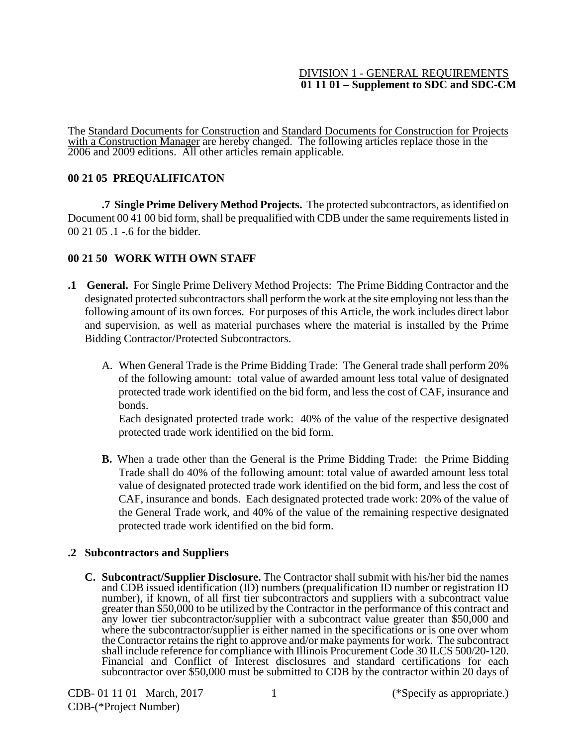DIVISION 1 - GENERAL REQUIREMENTS
**01 11 01 – Supplement to SDC and SDC-CM**

The Standard Documents for Construction and Standard Documents for Construction for Projects with a Construction Manager are hereby changed. The following articles replace those in the 2006 and 2009 editions. All other articles remain applicable.

**00 21 05 PREQUALIFICATON**

**.7 Single Prime Delivery Method Projects.** The protected subcontractors, as identified on Document 00 41 00 bid form, shall be prequalified with CDB under the same requirements listed in 00 21 05 .1 -.6 for the bidder.

**00 21 50 WORK WITH OWN STAFF**

**.1 General.** For Single Prime Delivery Method Projects: The Prime Bidding Contractor and the designated protected subcontractors shall perform the work at the site employing not less than the following amount of its own forces. For purposes of this Article, the work includes direct labor and supervision, as well as material purchases where the material is installed by the Prime Bidding Contractor/Protected Subcontractors.

A. When General Trade is the Prime Bidding Trade: The General trade shall perform 20% of the following amount: total value of awarded amount less total value of designated protected trade work identified on the bid form, and less the cost of CAF, insurance and bonds.
Each designated protected trade work: 40% of the value of the respective designated protected trade work identified on the bid form.

**B.** When a trade other than the General is the Prime Bidding Trade: the Prime Bidding Trade shall do 40% of the following amount: total value of awarded amount less total value of designated protected trade work identified on the bid form, and less the cost of CAF, insurance and bonds. Each designated protected trade work: 20% of the value of the General Trade work, and 40% of the value of the remaining respective designated protected trade work identified on the bid form.

**.2 Subcontractors and Suppliers**

**C. Subcontract/Supplier Disclosure.** The Contractor shall submit with his/her bid the names and CDB issued identification (ID) numbers (prequalification ID number or registration ID number), if known, of all first tier subcontractors and suppliers with a subcontract value greater than $50,000 to be utilized by the Contractor in the performance of this contract and any lower tier subcontractor/supplier with a subcontract value greater than $50,000 and where the subcontractor/supplier is either named in the specifications or is one over whom the Contractor retains the right to approve and/or make payments for work. The subcontract shall include reference for compliance with Illinois Procurement Code 30 ILCS 500/20-120. Financial and Conflict of Interest disclosures and standard certifications for each subcontractor over $50,000 must be submitted to CDB by the contractor within 20 days of

CDB- 01 11 01 March, 2017 (*Specify as appropriate.)
CDB-(*Project Number)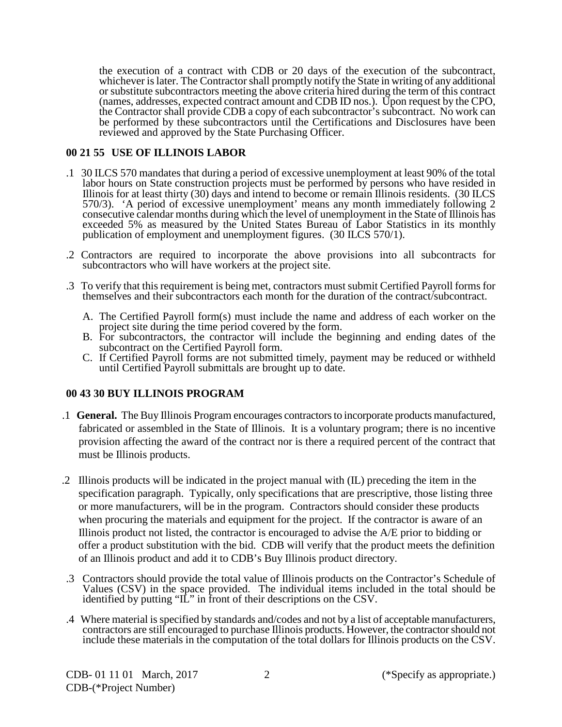the execution of a contract with CDB or 20 days of the execution of the subcontract, whichever is later. The Contractor shall promptly notify the State in writing of any additional or substitute subcontractors meeting the above criteria hired during the term of this contract (names, addresses, expected contract amount and CDB ID nos.). Upon request by the CPO, the Contractor shall provide CDB a copy of each subcontractor's subcontract. No work can be performed by these subcontractors until the Certifications and Disclosures have been reviewed and approved by the State Purchasing Officer.

## 00 21 55 USE OF ILLINOIS LABOR

.1 30 ILCS 570 mandates that during a period of excessive unemployment at least 90% of the total labor hours on State construction projects must be performed by persons who have resided in Illinois for at least thirty (30) days and intend to become or remain Illinois residents. (30 ILCS 570/3). 'A period of excessive unemployment' means any month immediately following 2 consecutive calendar months during which the level of unemployment in the State of Illinois has exceeded 5% as measured by the United States Bureau of Labor Statistics in its monthly publication of employment and unemployment figures. (30 ILCS 570/1).

.2 Contractors are required to incorporate the above provisions into all subcontracts for subcontractors who will have workers at the project site.

.3 To verify that this requirement is being met, contractors must submit Certified Payroll forms for themselves and their subcontractors each month for the duration of the contract/subcontract.

A. The Certified Payroll form(s) must include the name and address of each worker on the project site during the time period covered by the form.
B. For subcontractors, the contractor will include the beginning and ending dates of the subcontract on the Certified Payroll form.
C. If Certified Payroll forms are not submitted timely, payment may be reduced or withheld until Certified Payroll submittals are brought up to date.

## 00 43 30 BUY ILLINOIS PROGRAM

.1 **General.** The Buy Illinois Program encourages contractors to incorporate products manufactured, fabricated or assembled in the State of Illinois. It is a voluntary program; there is no incentive provision affecting the award of the contract nor is there a required percent of the contract that must be Illinois products.

.2 Illinois products will be indicated in the project manual with (IL) preceding the item in the specification paragraph. Typically, only specifications that are prescriptive, those listing three or more manufacturers, will be in the program. Contractors should consider these products when procuring the materials and equipment for the project. If the contractor is aware of an Illinois product not listed, the contractor is encouraged to advise the A/E prior to bidding or offer a product substitution with the bid. CDB will verify that the product meets the definition of an Illinois product and add it to CDB's Buy Illinois product directory.

.3 Contractors should provide the total value of Illinois products on the Contractor's Schedule of Values (CSV) in the space provided. The individual items included in the total should be identified by putting "IL" in front of their descriptions on the CSV.

.4 Where material is specified by standards and/codes and not by a list of acceptable manufacturers, contractors are still encouraged to purchase Illinois products. However, the contractor should not include these materials in the computation of the total dollars for Illinois products on the CSV.

CDB- 01 11 01 March, 2017 (*Specify as appropriate.)
CDB-(*Project Number)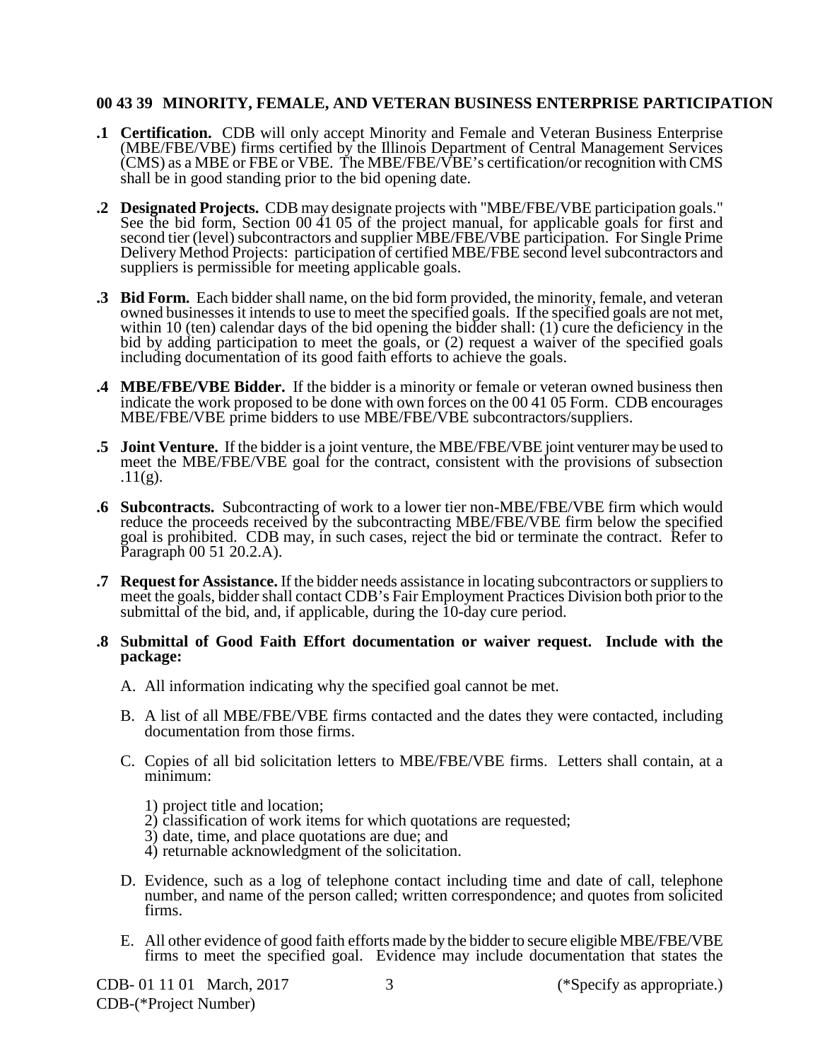## 00 43 39 MINORITY, FEMALE, AND VETERAN BUSINESS ENTERPRISE PARTICIPATION

**.1 Certification.** CDB will only accept Minority and Female and Veteran Business Enterprise (MBE/FBE/VBE) firms certified by the Illinois Department of Central Management Services (CMS) as a MBE or FBE or VBE. The MBE/FBE/VBE's certification/or recognition with CMS shall be in good standing prior to the bid opening date.

**.2 Designated Projects.** CDB may designate projects with "MBE/FBE/VBE participation goals." See the bid form, Section 00 41 05 of the project manual, for applicable goals for first and second tier (level) subcontractors and supplier MBE/FBE/VBE participation. For Single Prime Delivery Method Projects: participation of certified MBE/FBE second level subcontractors and suppliers is permissible for meeting applicable goals.

**.3 Bid Form.** Each bidder shall name, on the bid form provided, the minority, female, and veteran owned businesses it intends to use to meet the specified goals. If the specified goals are not met, within 10 (ten) calendar days of the bid opening the bidder shall: (1) cure the deficiency in the bid by adding participation to meet the goals, or (2) request a waiver of the specified goals including documentation of its good faith efforts to achieve the goals.

**.4 MBE/FBE/VBE Bidder.** If the bidder is a minority or female or veteran owned business then indicate the work proposed to be done with own forces on the 00 41 05 Form. CDB encourages MBE/FBE/VBE prime bidders to use MBE/FBE/VBE subcontractors/suppliers.

**.5 Joint Venture.** If the bidder is a joint venture, the MBE/FBE/VBE joint venturer may be used to meet the MBE/FBE/VBE goal for the contract, consistent with the provisions of subsection .11(g).

**.6 Subcontracts.** Subcontracting of work to a lower tier non-MBE/FBE/VBE firm which would reduce the proceeds received by the subcontracting MBE/FBE/VBE firm below the specified goal is prohibited. CDB may, in such cases, reject the bid or terminate the contract. Refer to Paragraph 00 51 20.2.A).

**.7 Request for Assistance.** If the bidder needs assistance in locating subcontractors or suppliers to meet the goals, bidder shall contact CDB's Fair Employment Practices Division both prior to the submittal of the bid, and, if applicable, during the 10-day cure period.

**.8 Submittal of Good Faith Effort documentation or waiver request. Include with the package:**

A. All information indicating why the specified goal cannot be met.

B. A list of all MBE/FBE/VBE firms contacted and the dates they were contacted, including documentation from those firms.

C. Copies of all bid solicitation letters to MBE/FBE/VBE firms. Letters shall contain, at a minimum:

1) project title and location;
2) classification of work items for which quotations are requested;
3) date, time, and place quotations are due; and
4) returnable acknowledgment of the solicitation.

D. Evidence, such as a log of telephone contact including time and date of call, telephone number, and name of the person called; written correspondence; and quotes from solicited firms.

E. All other evidence of good faith efforts made by the bidder to secure eligible MBE/FBE/VBE firms to meet the specified goal. Evidence may include documentation that states the

CDB- 01 11 01 March, 2017 (*Specify as appropriate.)
CDB-(*Project Number)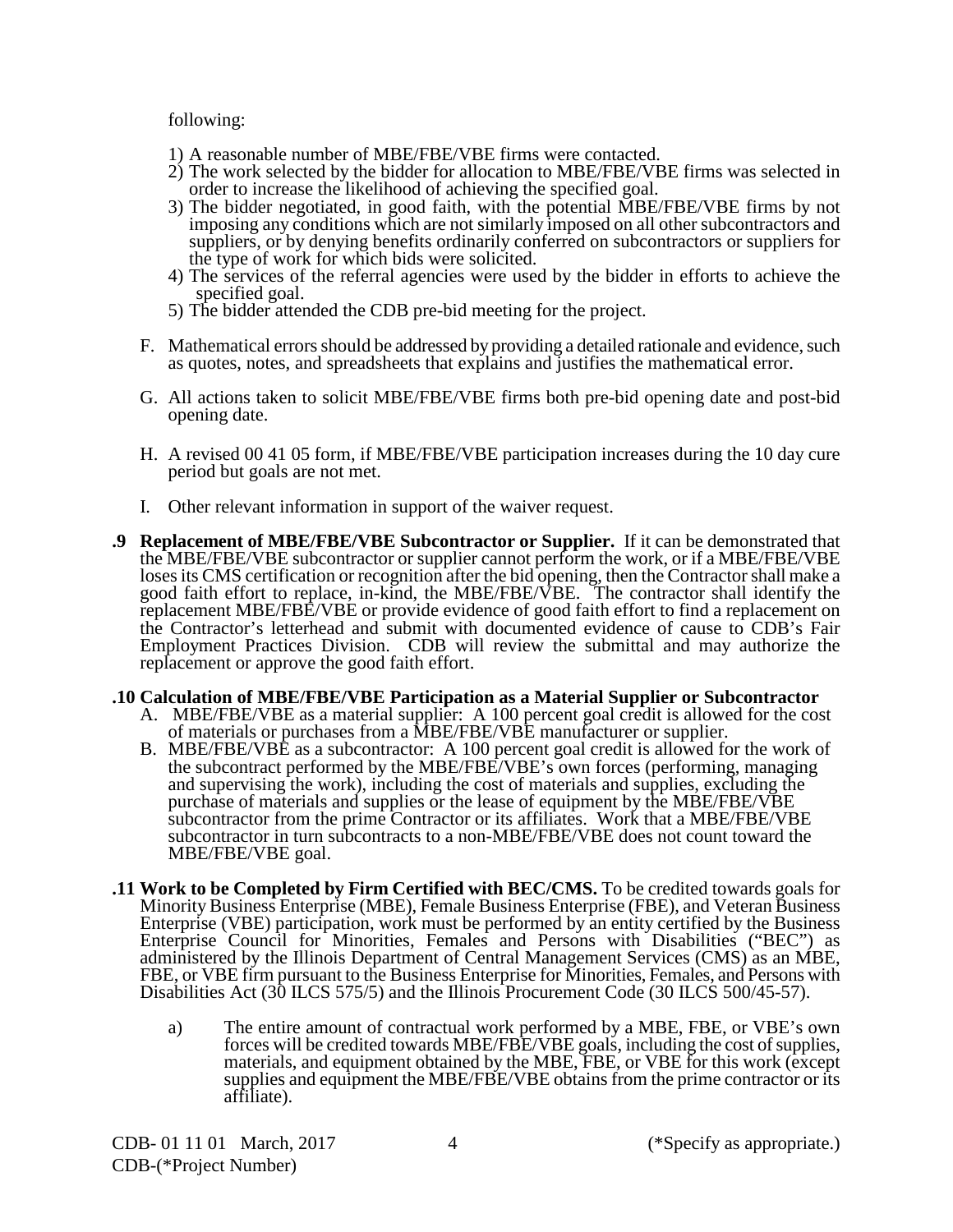following:

1) A reasonable number of MBE/FBE/VBE firms were contacted.
2) The work selected by the bidder for allocation to MBE/FBE/VBE firms was selected in order to increase the likelihood of achieving the specified goal.
3) The bidder negotiated, in good faith, with the potential MBE/FBE/VBE firms by not imposing any conditions which are not similarly imposed on all other subcontractors and suppliers, or by denying benefits ordinarily conferred on subcontractors or suppliers for the type of work for which bids were solicited.
4) The services of the referral agencies were used by the bidder in efforts to achieve the specified goal.
5) The bidder attended the CDB pre-bid meeting for the project.

F. Mathematical errors should be addressed by providing a detailed rationale and evidence, such as quotes, notes, and spreadsheets that explains and justifies the mathematical error.

G. All actions taken to solicit MBE/FBE/VBE firms both pre-bid opening date and post-bid opening date.

H. A revised 00 41 05 form, if MBE/FBE/VBE participation increases during the 10 day cure period but goals are not met.

I. Other relevant information in support of the waiver request.

**.9 Replacement of MBE/FBE/VBE Subcontractor or Supplier.** If it can be demonstrated that the MBE/FBE/VBE subcontractor or supplier cannot perform the work, or if a MBE/FBE/VBE loses its CMS certification or recognition after the bid opening, then the Contractor shall make a good faith effort to replace, in-kind, the MBE/FBE/VBE. The contractor shall identify the replacement MBE/FBE/VBE or provide evidence of good faith effort to find a replacement on the Contractor's letterhead and submit with documented evidence of cause to CDB's Fair Employment Practices Division. CDB will review the submittal and may authorize the replacement or approve the good faith effort.

**.10 Calculation of MBE/FBE/VBE Participation as a Material Supplier or Subcontractor**

A. MBE/FBE/VBE as a material supplier: A 100 percent goal credit is allowed for the cost of materials or purchases from a MBE/FBE/VBE manufacturer or supplier.

B. MBE/FBE/VBE as a subcontractor: A 100 percent goal credit is allowed for the work of the subcontract performed by the MBE/FBE/VBE's own forces (performing, managing and supervising the work), including the cost of materials and supplies, excluding the purchase of materials and supplies or the lease of equipment by the MBE/FBE/VBE subcontractor from the prime Contractor or its affiliates. Work that a MBE/FBE/VBE subcontractor in turn subcontracts to a non-MBE/FBE/VBE does not count toward the MBE/FBE/VBE goal.

**.11 Work to be Completed by Firm Certified with BEC/CMS.** To be credited towards goals for Minority Business Enterprise (MBE), Female Business Enterprise (FBE), and Veteran Business Enterprise (VBE) participation, work must be performed by an entity certified by the Business Enterprise Council for Minorities, Females and Persons with Disabilities ("BEC") as administered by the Illinois Department of Central Management Services (CMS) as an MBE, FBE, or VBE firm pursuant to the Business Enterprise for Minorities, Females, and Persons with Disabilities Act (30 ILCS 575/5) and the Illinois Procurement Code (30 ILCS 500/45-57).

a) The entire amount of contractual work performed by a MBE, FBE, or VBE's own forces will be credited towards MBE/FBE/VBE goals, including the cost of supplies, materials, and equipment obtained by the MBE, FBE, or VBE for this work (except supplies and equipment the MBE/FBE/VBE obtains from the prime contractor or its affiliate).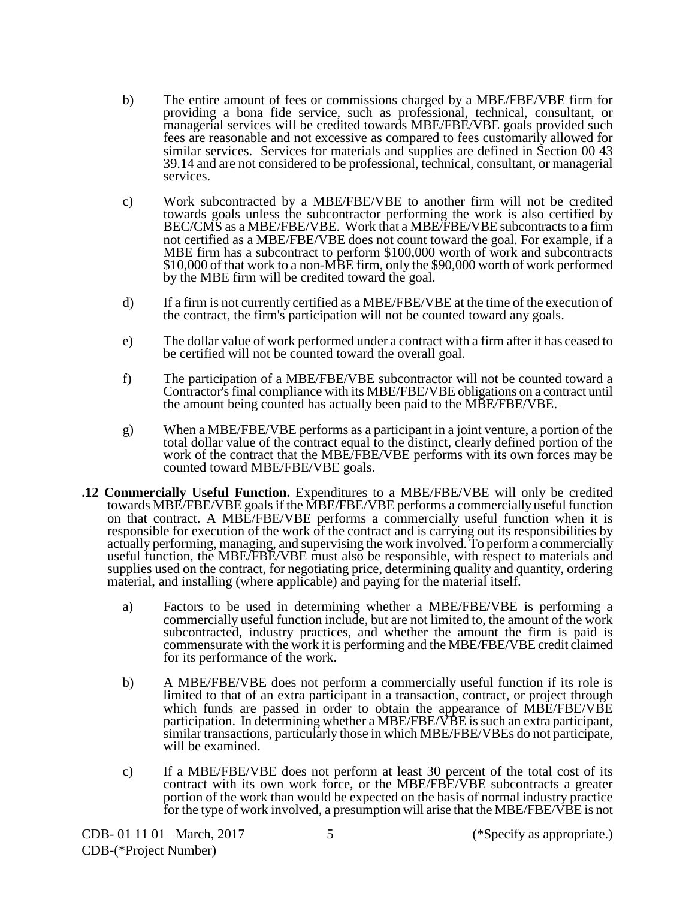b) The entire amount of fees or commissions charged by a MBE/FBE/VBE firm for providing a bona fide service, such as professional, technical, consultant, or managerial services will be credited towards MBE/FBE/VBE goals provided such fees are reasonable and not excessive as compared to fees customarily allowed for similar services. Services for materials and supplies are defined in Section 00 43 39.14 and are not considered to be professional, technical, consultant, or managerial services.

c) Work subcontracted by a MBE/FBE/VBE to another firm will not be credited towards goals unless the subcontractor performing the work is also certified by BEC/CMS as a MBE/FBE/VBE. Work that a MBE/FBE/VBE subcontracts to a firm not certified as a MBE/FBE/VBE does not count toward the goal. For example, if a MBE firm has a subcontract to perform $100,000 worth of work and subcontracts $10,000 of that work to a non-MBE firm, only the $90,000 worth of work performed by the MBE firm will be credited toward the goal.

d) If a firm is not currently certified as a MBE/FBE/VBE at the time of the execution of the contract, the firm's participation will not be counted toward any goals.

e) The dollar value of work performed under a contract with a firm after it has ceased to be certified will not be counted toward the overall goal.

f) The participation of a MBE/FBE/VBE subcontractor will not be counted toward a Contractor's final compliance with its MBE/FBE/VBE obligations on a contract until the amount being counted has actually been paid to the MBE/FBE/VBE.

g) When a MBE/FBE/VBE performs as a participant in a joint venture, a portion of the total dollar value of the contract equal to the distinct, clearly defined portion of the work of the contract that the MBE/FBE/VBE performs with its own forces may be counted toward MBE/FBE/VBE goals.

**.12 Commercially Useful Function.** Expenditures to a MBE/FBE/VBE will only be credited towards MBE/FBE/VBE goals if the MBE/FBE/VBE performs a commercially useful function on that contract. A MBE/FBE/VBE performs a commercially useful function when it is responsible for execution of the work of the contract and is carrying out its responsibilities by actually performing, managing, and supervising the work involved. To perform a commercially useful function, the MBE/FBE/VBE must also be responsible, with respect to materials and supplies used on the contract, for negotiating price, determining quality and quantity, ordering material, and installing (where applicable) and paying for the material itself.

a) Factors to be used in determining whether a MBE/FBE/VBE is performing a commercially useful function include, but are not limited to, the amount of the work subcontracted, industry practices, and whether the amount the firm is paid is commensurate with the work it is performing and the MBE/FBE/VBE credit claimed for its performance of the work.

b) A MBE/FBE/VBE does not perform a commercially useful function if its role is limited to that of an extra participant in a transaction, contract, or project through which funds are passed in order to obtain the appearance of MBE/FBE/VBE participation. In determining whether a MBE/FBE/VBE is such an extra participant, similar transactions, particularly those in which MBE/FBE/VBEs do not participate, will be examined.

c) If a MBE/FBE/VBE does not perform at least 30 percent of the total cost of its contract with its own work force, or the MBE/FBE/VBE subcontracts a greater portion of the work than would be expected on the basis of normal industry practice for the type of work involved, a presumption will arise that the MBE/FBE/VBE is not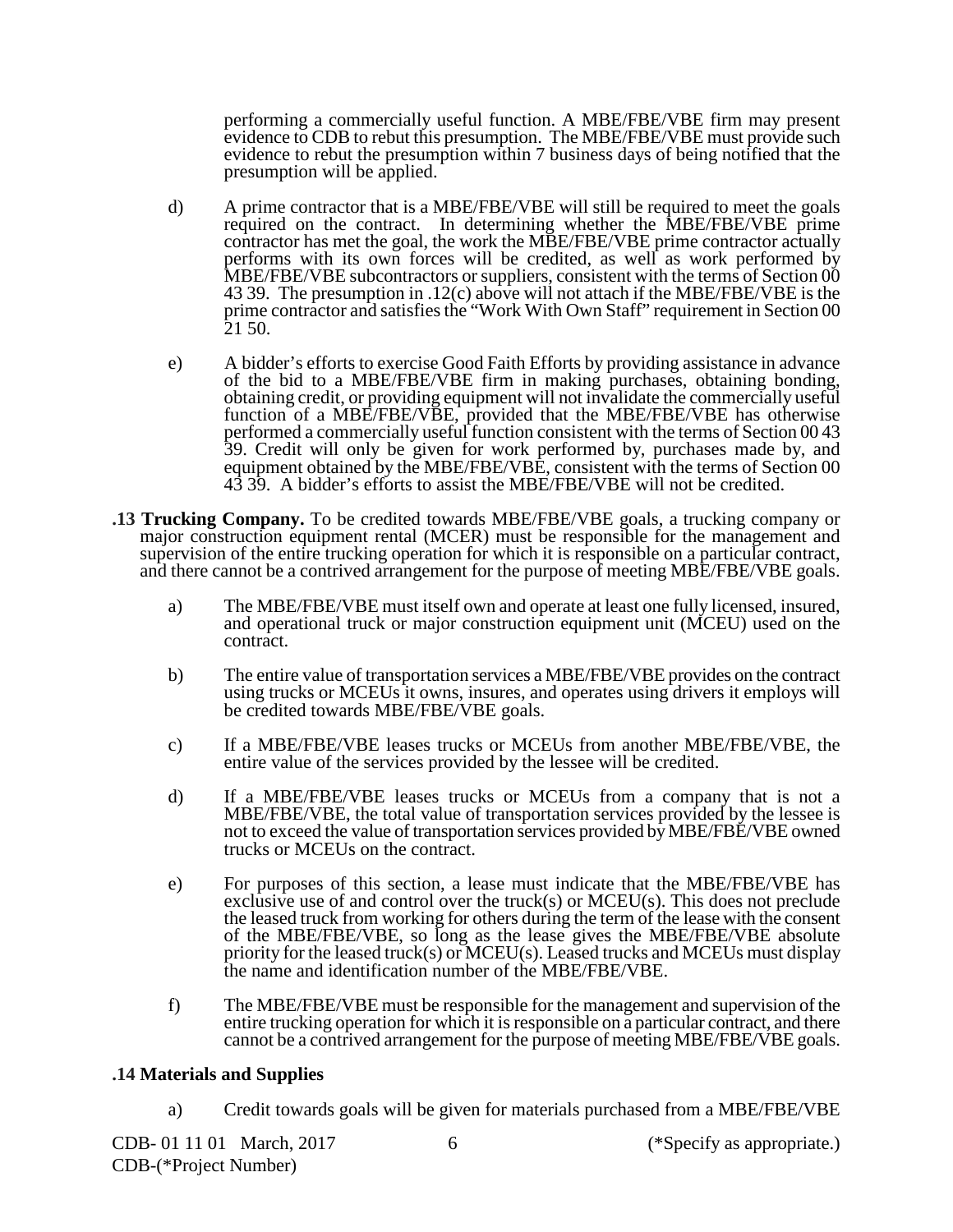performing a commercially useful function. A MBE/FBE/VBE firm may present evidence to CDB to rebut this presumption. The MBE/FBE/VBE must provide such evidence to rebut the presumption within 7 business days of being notified that the presumption will be applied.

d) A prime contractor that is a MBE/FBE/VBE will still be required to meet the goals required on the contract. In determining whether the MBE/FBE/VBE prime contractor has met the goal, the work the MBE/FBE/VBE prime contractor actually performs with its own forces will be credited, as well as work performed by MBE/FBE/VBE subcontractors or suppliers, consistent with the terms of Section 00 43 39. The presumption in .12(c) above will not attach if the MBE/FBE/VBE is the prime contractor and satisfies the "Work With Own Staff" requirement in Section 00 21 50.

e) A bidder's efforts to exercise Good Faith Efforts by providing assistance in advance of the bid to a MBE/FBE/VBE firm in making purchases, obtaining bonding, obtaining credit, or providing equipment will not invalidate the commercially useful function of a MBE/FBE/VBE, provided that the MBE/FBE/VBE has otherwise performed a commercially useful function consistent with the terms of Section 00 43 39. Credit will only be given for work performed by, purchases made by, and equipment obtained by the MBE/FBE/VBE, consistent with the terms of Section 00 43 39. A bidder's efforts to assist the MBE/FBE/VBE will not be credited.

**.13 Trucking Company.** To be credited towards MBE/FBE/VBE goals, a trucking company or major construction equipment rental (MCER) must be responsible for the management and supervision of the entire trucking operation for which it is responsible on a particular contract, and there cannot be a contrived arrangement for the purpose of meeting MBE/FBE/VBE goals.

a) The MBE/FBE/VBE must itself own and operate at least one fully licensed, insured, and operational truck or major construction equipment unit (MCEU) used on the contract.

b) The entire value of transportation services a MBE/FBE/VBE provides on the contract using trucks or MCEUs it owns, insures, and operates using drivers it employs will be credited towards MBE/FBE/VBE goals.

c) If a MBE/FBE/VBE leases trucks or MCEUs from another MBE/FBE/VBE, the entire value of the services provided by the lessee will be credited.

d) If a MBE/FBE/VBE leases trucks or MCEUs from a company that is not a MBE/FBE/VBE, the total value of transportation services provided by the lessee is not to exceed the value of transportation services provided by MBE/FBE/VBE owned trucks or MCEUs on the contract.

e) For purposes of this section, a lease must indicate that the MBE/FBE/VBE has exclusive use of and control over the truck(s) or MCEU(s). This does not preclude the leased truck from working for others during the term of the lease with the consent of the MBE/FBE/VBE, so long as the lease gives the MBE/FBE/VBE absolute priority for the leased truck(s) or MCEU(s). Leased trucks and MCEUs must display the name and identification number of the MBE/FBE/VBE.

f) The MBE/FBE/VBE must be responsible for the management and supervision of the entire trucking operation for which it is responsible on a particular contract, and there cannot be a contrived arrangement for the purpose of meeting MBE/FBE/VBE goals.

**.14 Materials and Supplies**

a) Credit towards goals will be given for materials purchased from a MBE/FBE/VBE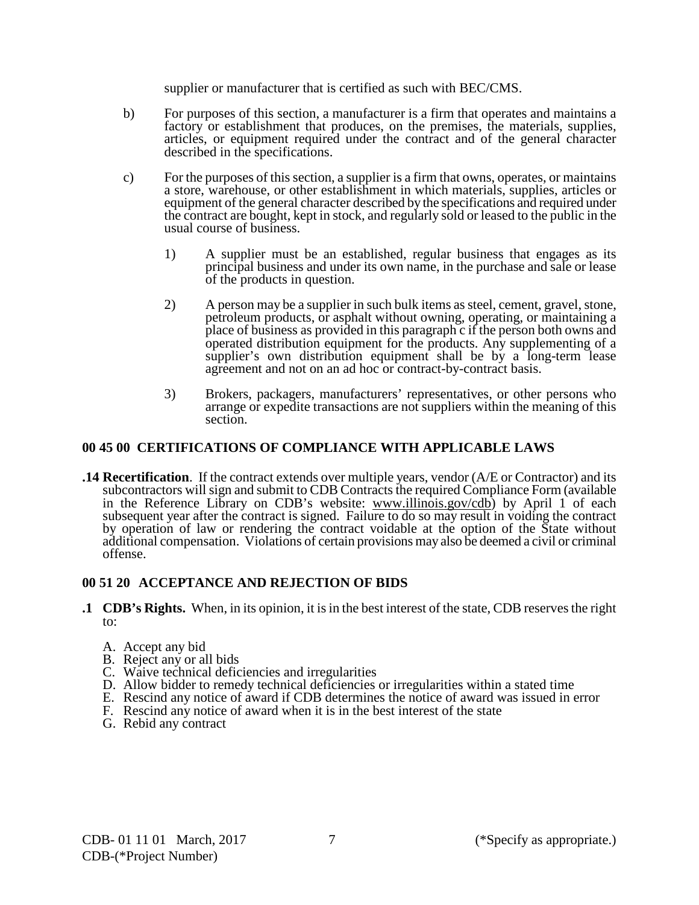supplier or manufacturer that is certified as such with BEC/CMS.

b) For purposes of this section, a manufacturer is a firm that operates and maintains a factory or establishment that produces, on the premises, the materials, supplies, articles, or equipment required under the contract and of the general character described in the specifications.

c) For the purposes of this section, a supplier is a firm that owns, operates, or maintains a store, warehouse, or other establishment in which materials, supplies, articles or equipment of the general character described by the specifications and required under the contract are bought, kept in stock, and regularly sold or leased to the public in the usual course of business.

1) A supplier must be an established, regular business that engages as its principal business and under its own name, in the purchase and sale or lease of the products in question.

2) A person may be a supplier in such bulk items as steel, cement, gravel, stone, petroleum products, or asphalt without owning, operating, or maintaining a place of business as provided in this paragraph c if the person both owns and operated distribution equipment for the products. Any supplementing of a supplier's own distribution equipment shall be by a long-term lease agreement and not on an ad hoc or contract-by-contract basis.

3) Brokers, packagers, manufacturers' representatives, or other persons who arrange or expedite transactions are not suppliers within the meaning of this section.

## 00 45 00 CERTIFICATIONS OF COMPLIANCE WITH APPLICABLE LAWS

**.14 Recertification**. If the contract extends over multiple years, vendor (A/E or Contractor) and its subcontractors will sign and submit to CDB Contracts the required Compliance Form (available in the Reference Library on CDB's website: www.illinois.gov/cdb) by April 1 of each subsequent year after the contract is signed. Failure to do so may result in voiding the contract by operation of law or rendering the contract voidable at the option of the State without additional compensation. Violations of certain provisions may also be deemed a civil or criminal offense.

## 00 51 20 ACCEPTANCE AND REJECTION OF BIDS

**.1 CDB's Rights.** When, in its opinion, it is in the best interest of the state, CDB reserves the right to:

A. Accept any bid
B. Reject any or all bids
C. Waive technical deficiencies and irregularities
D. Allow bidder to remedy technical deficiencies or irregularities within a stated time
E. Rescind any notice of award if CDB determines the notice of award was issued in error
F. Rescind any notice of award when it is in the best interest of the state
G. Rebid any contract

CDB- 01 11 01 March, 2017 (*Specify as appropriate.)
CDB-(*Project Number)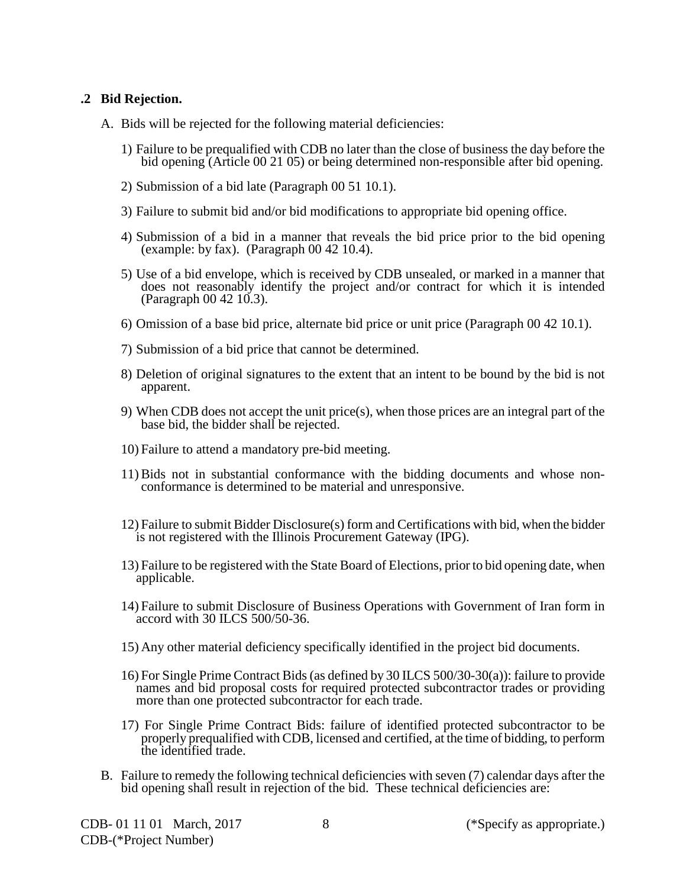**.2 Bid Rejection.**

A. Bids will be rejected for the following material deficiencies:

   1) Failure to be prequalified with CDB no later than the close of business the day before the bid opening (Article 00 21 05) or being determined non-responsible after bid opening.

   2) Submission of a bid late (Paragraph 00 51 10.1).

   3) Failure to submit bid and/or bid modifications to appropriate bid opening office.

   4) Submission of a bid in a manner that reveals the bid price prior to the bid opening (example: by fax). (Paragraph 00 42 10.4).

   5) Use of a bid envelope, which is received by CDB unsealed, or marked in a manner that does not reasonably identify the project and/or contract for which it is intended (Paragraph 00 42 10.3).

   6) Omission of a base bid price, alternate bid price or unit price (Paragraph 00 42 10.1).

   7) Submission of a bid price that cannot be determined.

   8) Deletion of original signatures to the extent that an intent to be bound by the bid is not apparent.

   9) When CDB does not accept the unit price(s), when those prices are an integral part of the base bid, the bidder shall be rejected.

   10) Failure to attend a mandatory pre-bid meeting.

   11) Bids not in substantial conformance with the bidding documents and whose non-conformance is determined to be material and unresponsive.

   12) Failure to submit Bidder Disclosure(s) form and Certifications with bid, when the bidder is not registered with the Illinois Procurement Gateway (IPG).

   13) Failure to be registered with the State Board of Elections, prior to bid opening date, when applicable.

   14) Failure to submit Disclosure of Business Operations with Government of Iran form in accord with 30 ILCS 500/50-36.

   15) Any other material deficiency specifically identified in the project bid documents.

   16) For Single Prime Contract Bids (as defined by 30 ILCS 500/30-30(a)): failure to provide names and bid proposal costs for required protected subcontractor trades or providing more than one protected subcontractor for each trade.

   17) For Single Prime Contract Bids: failure of identified protected subcontractor to be properly prequalified with CDB, licensed and certified, at the time of bidding, to perform the identified trade.

B. Failure to remedy the following technical deficiencies with seven (7) calendar days after the bid opening shall result in rejection of the bid. These technical deficiencies are: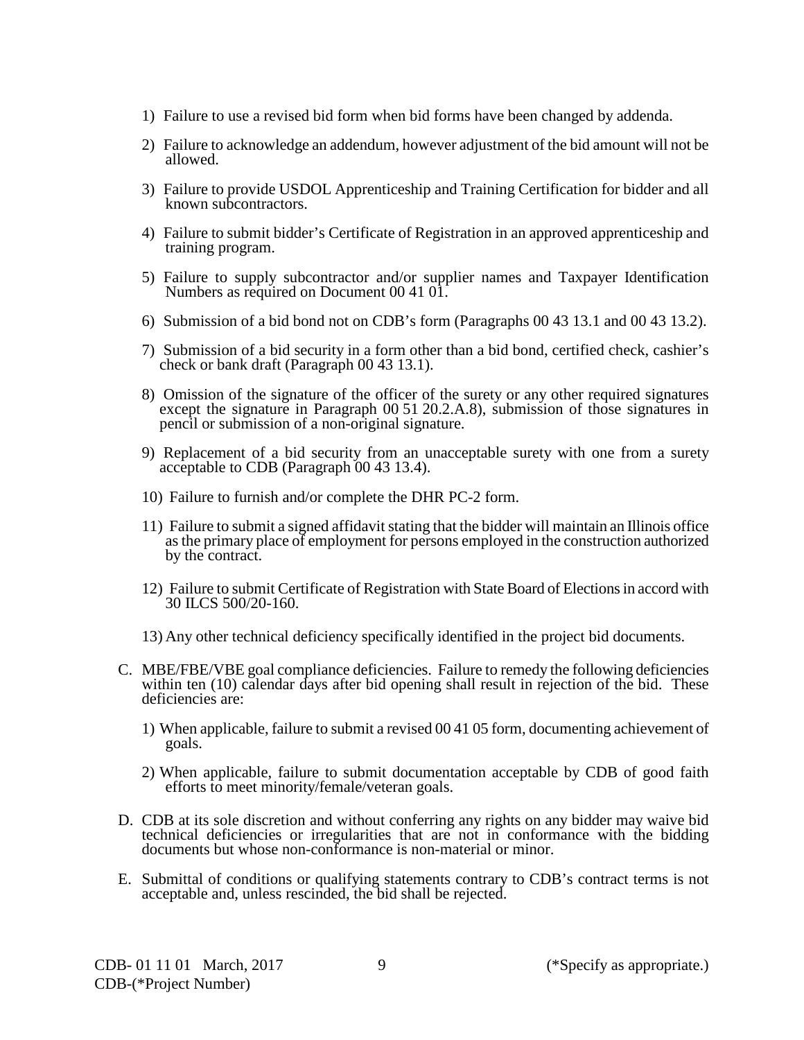1) Failure to use a revised bid form when bid forms have been changed by addenda.

2) Failure to acknowledge an addendum, however adjustment of the bid amount will not be allowed.

3) Failure to provide USDOL Apprenticeship and Training Certification for bidder and all known subcontractors.

4) Failure to submit bidder's Certificate of Registration in an approved apprenticeship and training program.

5) Failure to supply subcontractor and/or supplier names and Taxpayer Identification Numbers as required on Document 00 41 01.

6) Submission of a bid bond not on CDB's form (Paragraphs 00 43 13.1 and 00 43 13.2).

7) Submission of a bid security in a form other than a bid bond, certified check, cashier's check or bank draft (Paragraph 00 43 13.1).

8) Omission of the signature of the officer of the surety or any other required signatures except the signature in Paragraph 00 51 20.2.A.8), submission of those signatures in pencil or submission of a non-original signature.

9) Replacement of a bid security from an unacceptable surety with one from a surety acceptable to CDB (Paragraph 00 43 13.4).

10) Failure to furnish and/or complete the DHR PC-2 form.

11) Failure to submit a signed affidavit stating that the bidder will maintain an Illinois office as the primary place of employment for persons employed in the construction authorized by the contract.

12) Failure to submit Certificate of Registration with State Board of Elections in accord with 30 ILCS 500/20-160.

13) Any other technical deficiency specifically identified in the project bid documents.

C. MBE/FBE/VBE goal compliance deficiencies. Failure to remedy the following deficiencies within ten (10) calendar days after bid opening shall result in rejection of the bid. These deficiencies are:

   1) When applicable, failure to submit a revised 00 41 05 form, documenting achievement of goals.

   2) When applicable, failure to submit documentation acceptable by CDB of good faith efforts to meet minority/female/veteran goals.

D. CDB at its sole discretion and without conferring any rights on any bidder may waive bid technical deficiencies or irregularities that are not in conformance with the bidding documents but whose non-conformance is non-material or minor.

E. Submittal of conditions or qualifying statements contrary to CDB's contract terms is not acceptable and, unless rescinded, the bid shall be rejected.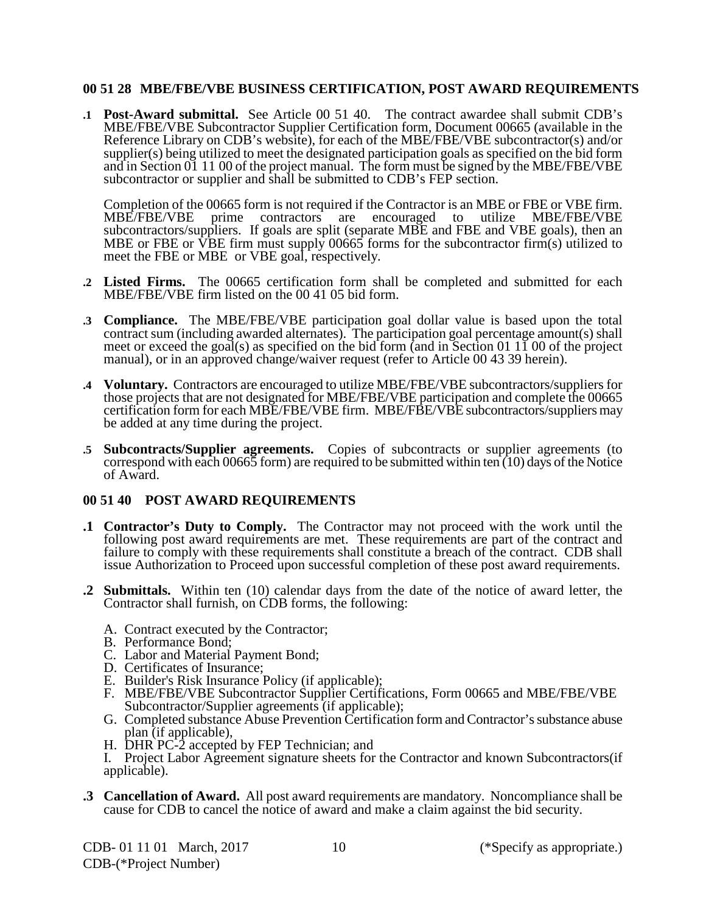## 00 51 28 MBE/FBE/VBE BUSINESS CERTIFICATION, POST AWARD REQUIREMENTS

**.1 Post-Award submittal.** See Article 00 51 40. The contract awardee shall submit CDB's MBE/FBE/VBE Subcontractor Supplier Certification form, Document 00665 (available in the Reference Library on CDB's website), for each of the MBE/FBE/VBE subcontractor(s) and/or supplier(s) being utilized to meet the designated participation goals as specified on the bid form and in Section 01 11 00 of the project manual. The form must be signed by the MBE/FBE/VBE subcontractor or supplier and shall be submitted to CDB's FEP section.

Completion of the 00665 form is not required if the Contractor is an MBE or FBE or VBE firm. MBE/FBE/VBE prime contractors are encouraged to utilize MBE/FBE/VBE subcontractors/suppliers. If goals are split (separate MBE and FBE and VBE goals), then an MBE or FBE or VBE firm must supply 00665 forms for the subcontractor firm(s) utilized to meet the FBE or MBE or VBE goal, respectively.

**.2 Listed Firms.** The 00665 certification form shall be completed and submitted for each MBE/FBE/VBE firm listed on the 00 41 05 bid form.

**.3 Compliance.** The MBE/FBE/VBE participation goal dollar value is based upon the total contract sum (including awarded alternates). The participation goal percentage amount(s) shall meet or exceed the goal(s) as specified on the bid form (and in Section 01 11 00 of the project manual), or in an approved change/waiver request (refer to Article 00 43 39 herein).

**.4 Voluntary.** Contractors are encouraged to utilize MBE/FBE/VBE subcontractors/suppliers for those projects that are not designated for MBE/FBE/VBE participation and complete the 00665 certification form for each MBE/FBE/VBE firm. MBE/FBE/VBE subcontractors/suppliers may be added at any time during the project.

**.5 Subcontracts/Supplier agreements.** Copies of subcontracts or supplier agreements (to correspond with each 00665 form) are required to be submitted within ten (10) days of the Notice of Award.

## 00 51 40 POST AWARD REQUIREMENTS

**.1 Contractor's Duty to Comply.** The Contractor may not proceed with the work until the following post award requirements are met. These requirements are part of the contract and failure to comply with these requirements shall constitute a breach of the contract. CDB shall issue Authorization to Proceed upon successful completion of these post award requirements.

**.2 Submittals.** Within ten (10) calendar days from the date of the notice of award letter, the Contractor shall furnish, on CDB forms, the following:

A. Contract executed by the Contractor;
B. Performance Bond;
C. Labor and Material Payment Bond;
D. Certificates of Insurance;
E. Builder's Risk Insurance Policy (if applicable);
F. MBE/FBE/VBE Subcontractor Supplier Certifications, Form 00665 and MBE/FBE/VBE Subcontractor/Supplier agreements (if applicable);
G. Completed substance Abuse Prevention Certification form and Contractor's substance abuse plan (if applicable),
H. DHR PC-2 accepted by FEP Technician; and
I. Project Labor Agreement signature sheets for the Contractor and known Subcontractors(if applicable).

**.3 Cancellation of Award.** All post award requirements are mandatory. Noncompliance shall be cause for CDB to cancel the notice of award and make a claim against the bid security.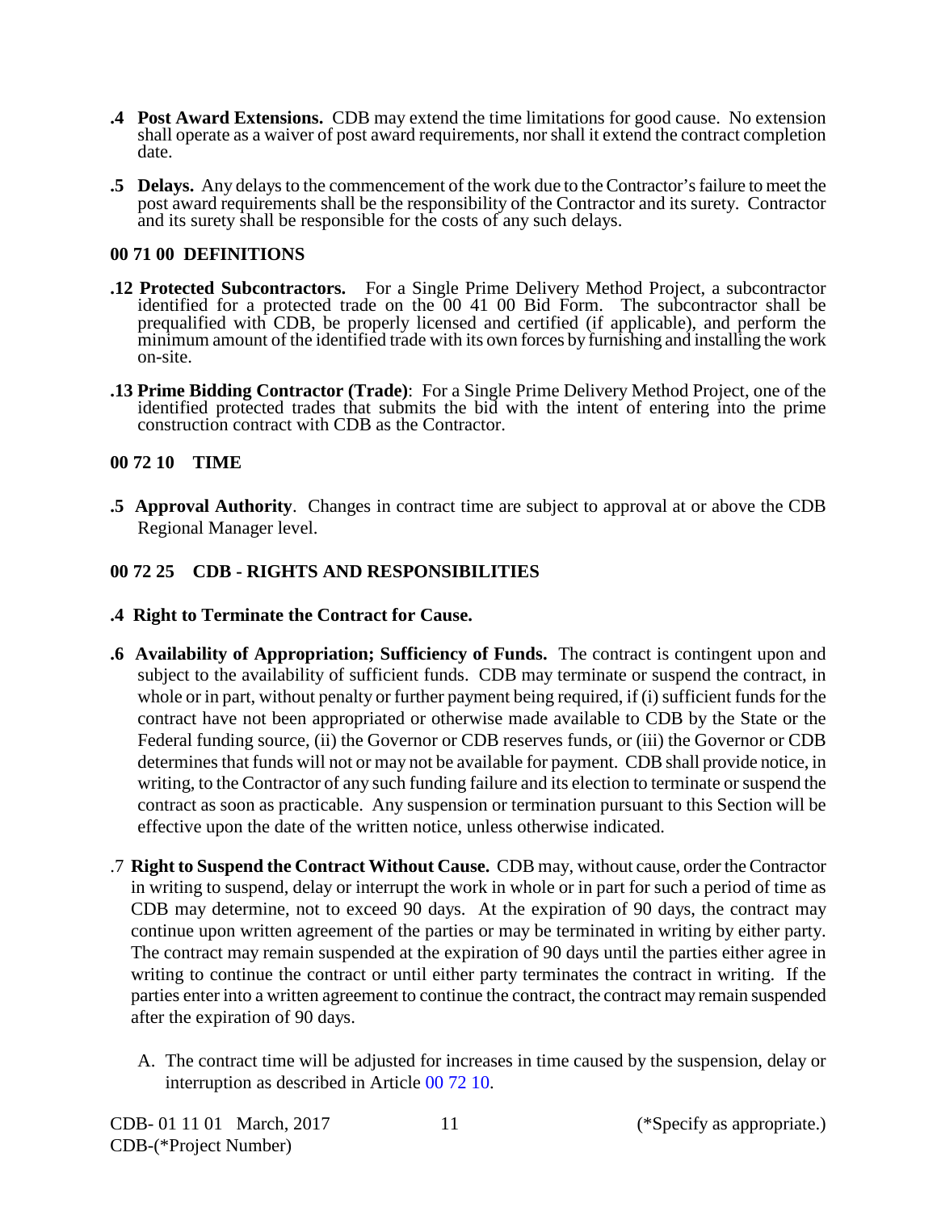**.4 Post Award Extensions.** CDB may extend the time limitations for good cause. No extension shall operate as a waiver of post award requirements, nor shall it extend the contract completion date.

**.5 Delays.** Any delays to the commencement of the work due to the Contractor's failure to meet the post award requirements shall be the responsibility of the Contractor and its surety. Contractor and its surety shall be responsible for the costs of any such delays.

## 00 71 00 DEFINITIONS

**.12 Protected Subcontractors.** For a Single Prime Delivery Method Project, a subcontractor identified for a protected trade on the 00 41 00 Bid Form. The subcontractor shall be prequalified with CDB, be properly licensed and certified (if applicable), and perform the minimum amount of the identified trade with its own forces by furnishing and installing the work on-site.

**.13 Prime Bidding Contractor (Trade)**: For a Single Prime Delivery Method Project, one of the identified protected trades that submits the bid with the intent of entering into the prime construction contract with CDB as the Contractor.

## 00 72 10 TIME

**.5 Approval Authority**. Changes in contract time are subject to approval at or above the CDB Regional Manager level.

## 00 72 25 CDB - RIGHTS AND RESPONSIBILITIES

**.4 Right to Terminate the Contract for Cause.**

**.6 Availability of Appropriation; Sufficiency of Funds.** The contract is contingent upon and subject to the availability of sufficient funds. CDB may terminate or suspend the contract, in whole or in part, without penalty or further payment being required, if (i) sufficient funds for the contract have not been appropriated or otherwise made available to CDB by the State or the Federal funding source, (ii) the Governor or CDB reserves funds, or (iii) the Governor or CDB determines that funds will not or may not be available for payment. CDB shall provide notice, in writing, to the Contractor of any such funding failure and its election to terminate or suspend the contract as soon as practicable. Any suspension or termination pursuant to this Section will be effective upon the date of the written notice, unless otherwise indicated.

.7 **Right to Suspend the Contract Without Cause.** CDB may, without cause, order the Contractor in writing to suspend, delay or interrupt the work in whole or in part for such a period of time as CDB may determine, not to exceed 90 days. At the expiration of 90 days, the contract may continue upon written agreement of the parties or may be terminated in writing by either party. The contract may remain suspended at the expiration of 90 days until the parties either agree in writing to continue the contract or until either party terminates the contract in writing. If the parties enter into a written agreement to continue the contract, the contract may remain suspended after the expiration of 90 days.

A. The contract time will be adjusted for increases in time caused by the suspension, delay or interruption as described in Article 00 72 10.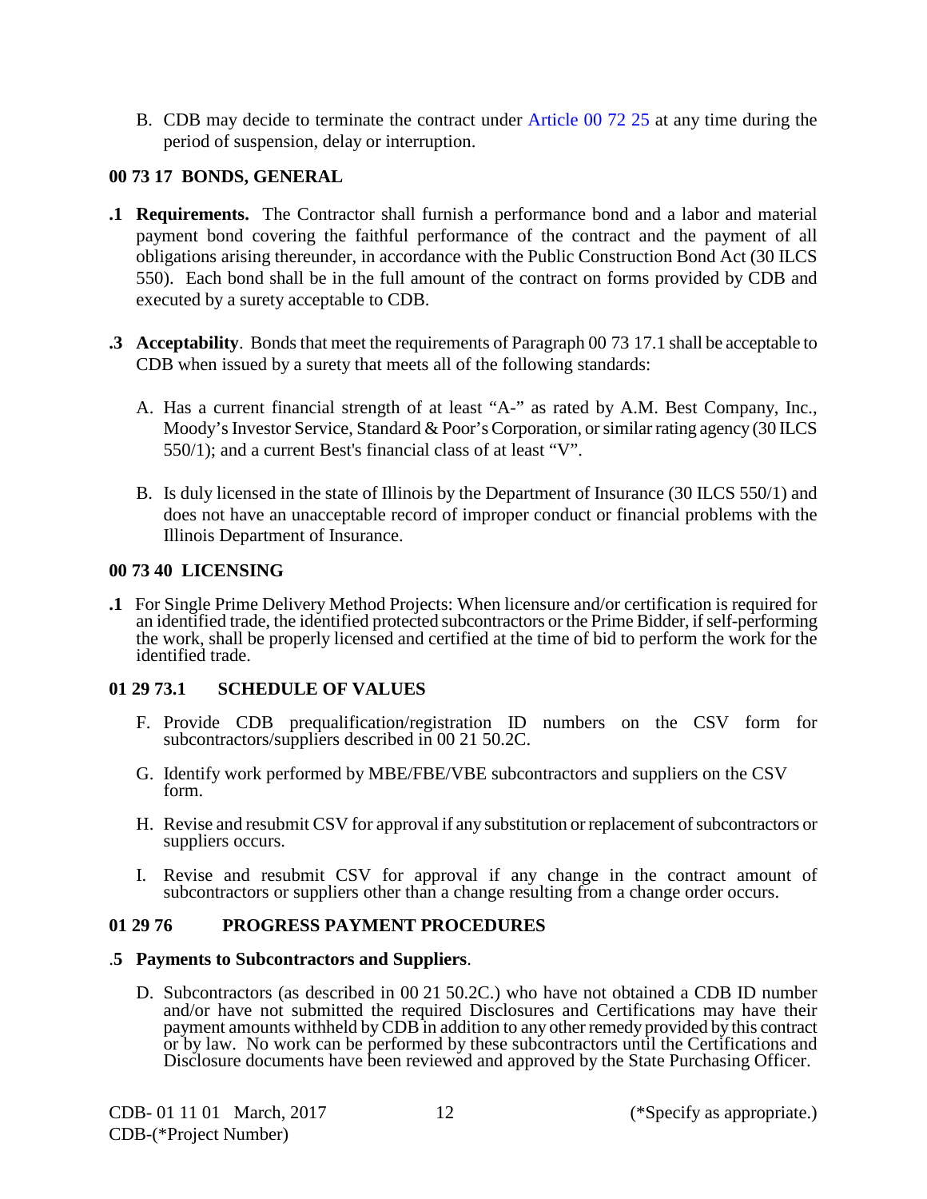B. CDB may decide to terminate the contract under Article 00 72 25 at any time during the period of suspension, delay or interruption.

## 00 73 17 BONDS, GENERAL

**.1 Requirements.** The Contractor shall furnish a performance bond and a labor and material payment bond covering the faithful performance of the contract and the payment of all obligations arising thereunder, in accordance with the Public Construction Bond Act (30 ILCS 550). Each bond shall be in the full amount of the contract on forms provided by CDB and executed by a surety acceptable to CDB.

**.3 Acceptability**. Bonds that meet the requirements of Paragraph 00 73 17.1 shall be acceptable to CDB when issued by a surety that meets all of the following standards:

A. Has a current financial strength of at least "A-" as rated by A.M. Best Company, Inc., Moody's Investor Service, Standard & Poor's Corporation, or similar rating agency (30 ILCS 550/1); and a current Best's financial class of at least "V".

B. Is duly licensed in the state of Illinois by the Department of Insurance (30 ILCS 550/1) and does not have an unacceptable record of improper conduct or financial problems with the Illinois Department of Insurance.

## 00 73 40 LICENSING

**.1** For Single Prime Delivery Method Projects: When licensure and/or certification is required for an identified trade, the identified protected subcontractors or the Prime Bidder, if self-performing the work, shall be properly licensed and certified at the time of bid to perform the work for the identified trade.

## 01 29 73.1 SCHEDULE OF VALUES

F. Provide CDB prequalification/registration ID numbers on the CSV form for subcontractors/suppliers described in 00 21 50.2C.

G. Identify work performed by MBE/FBE/VBE subcontractors and suppliers on the CSV form.

H. Revise and resubmit CSV for approval if any substitution or replacement of subcontractors or suppliers occurs.

I. Revise and resubmit CSV for approval if any change in the contract amount of subcontractors or suppliers other than a change resulting from a change order occurs.

## 01 29 76 PROGRESS PAYMENT PROCEDURES

**.5 Payments to Subcontractors and Suppliers**.

D. Subcontractors (as described in 00 21 50.2C.) who have not obtained a CDB ID number and/or have not submitted the required Disclosures and Certifications may have their payment amounts withheld by CDB in addition to any other remedy provided by this contract or by law. No work can be performed by these subcontractors until the Certifications and Disclosure documents have been reviewed and approved by the State Purchasing Officer.

CDB- 01 11 01 March, 2017 (*Specify as appropriate.)
CDB-(*Project Number)